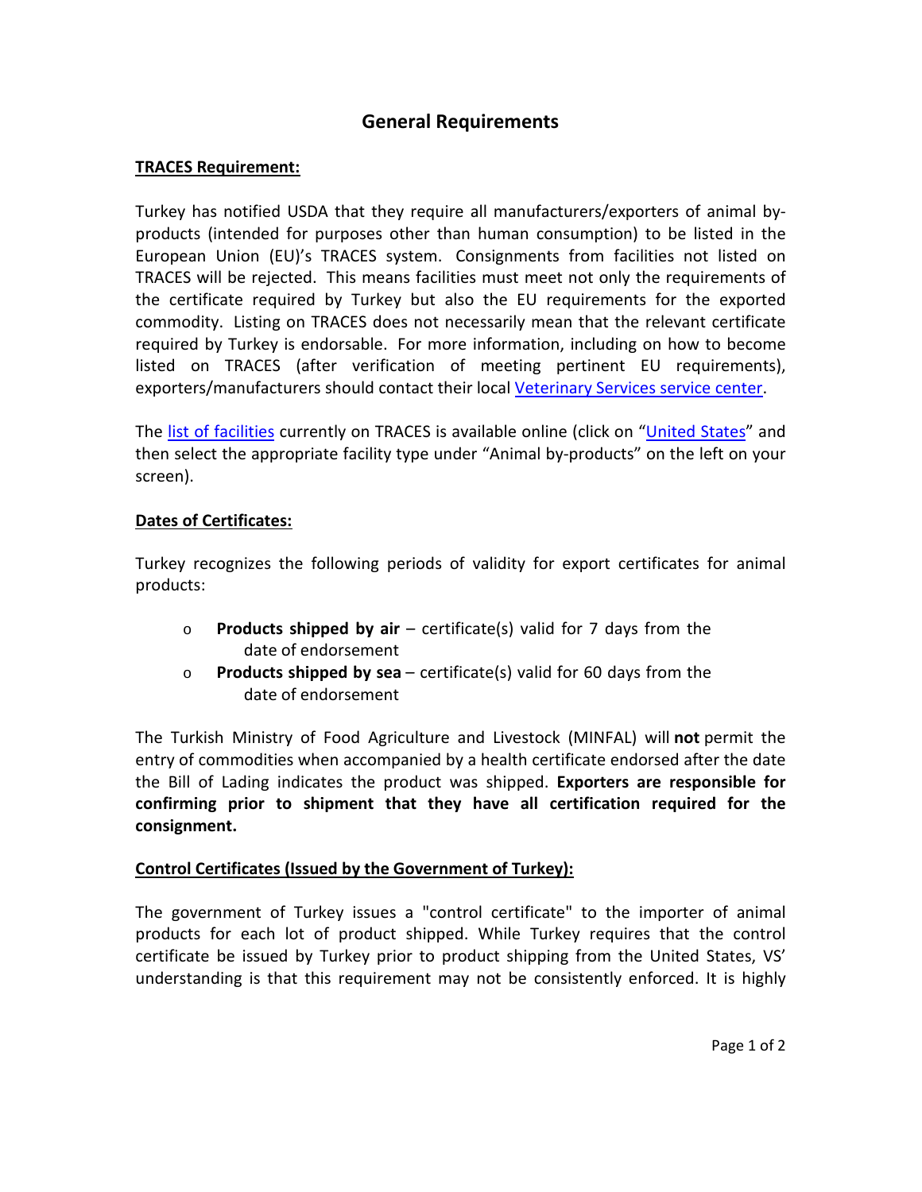# General Requirements

## TRACES Requirement:

Turkey has notified USDA that they require all manufacturers/exporters of animal by-products (intended for purposes other than human consumption) to be listed in the European Union (EU)'s TRACES system. Consignments from facilities not listed on TRACES will be rejected. This means facilities must meet not only the requirements of the certificate required by Turkey but also the EU requirements for the exported commodity. Listing on TRACES does not necessarily mean that the relevant certificate required by Turkey is endorsable. For more information, including on how to become listed on TRACES (after verification of meeting pertinent EU requirements), exporters/manufacturers should contact their local Veterinary Services service center.

The list of facilities currently on TRACES is available online (click on "United States" and then select the appropriate facility type under "Animal by-products" on the left on your screen).

## Dates of Certificates:

Turkey recognizes the following periods of validity for export certificates for animal products:

- **Products shipped by air** – certificate(s) valid for 7 days from the date of endorsement
- **Products shipped by sea** – certificate(s) valid for 60 days from the date of endorsement

The Turkish Ministry of Food Agriculture and Livestock (MINFAL) will **not** permit the entry of commodities when accompanied by a health certificate endorsed after the date the Bill of Lading indicates the product was shipped. **Exporters are responsible for confirming prior to shipment that they have all certification required for the consignment.**

## Control Certificates (Issued by the Government of Turkey):

The government of Turkey issues a "control certificate" to the importer of animal products for each lot of product shipped. While Turkey requires that the control certificate be issued by Turkey prior to product shipping from the United States, VS' understanding is that this requirement may not be consistently enforced. It is highly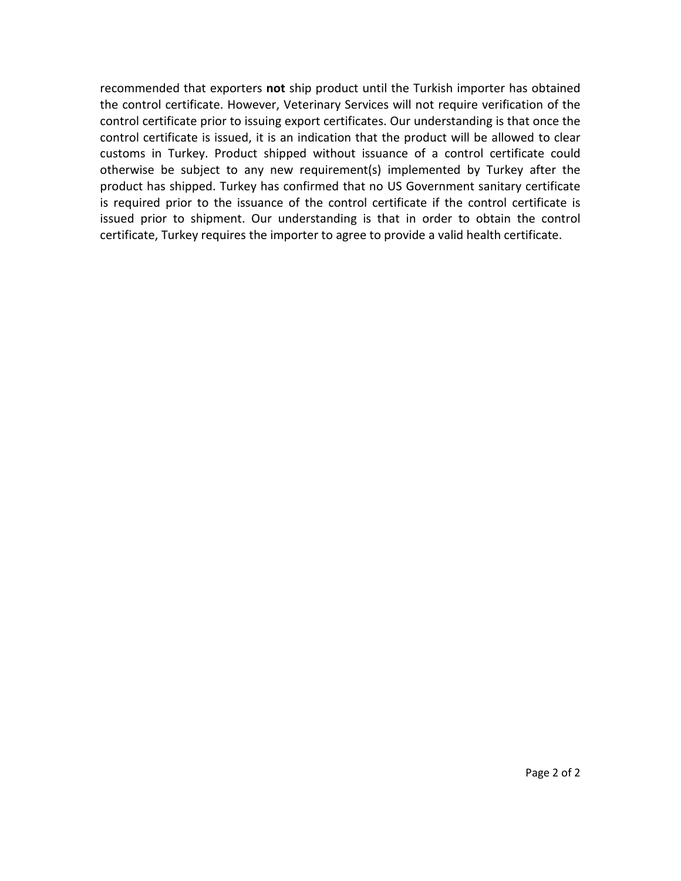recommended that exporters **not** ship product until the Turkish importer has obtained the control certificate. However, Veterinary Services will not require verification of the control certificate prior to issuing export certificates. Our understanding is that once the control certificate is issued, it is an indication that the product will be allowed to clear customs in Turkey. Product shipped without issuance of a control certificate could otherwise be subject to any new requirement(s) implemented by Turkey after the product has shipped. Turkey has confirmed that no US Government sanitary certificate is required prior to the issuance of the control certificate if the control certificate is issued prior to shipment. Our understanding is that in order to obtain the control certificate, Turkey requires the importer to agree to provide a valid health certificate.